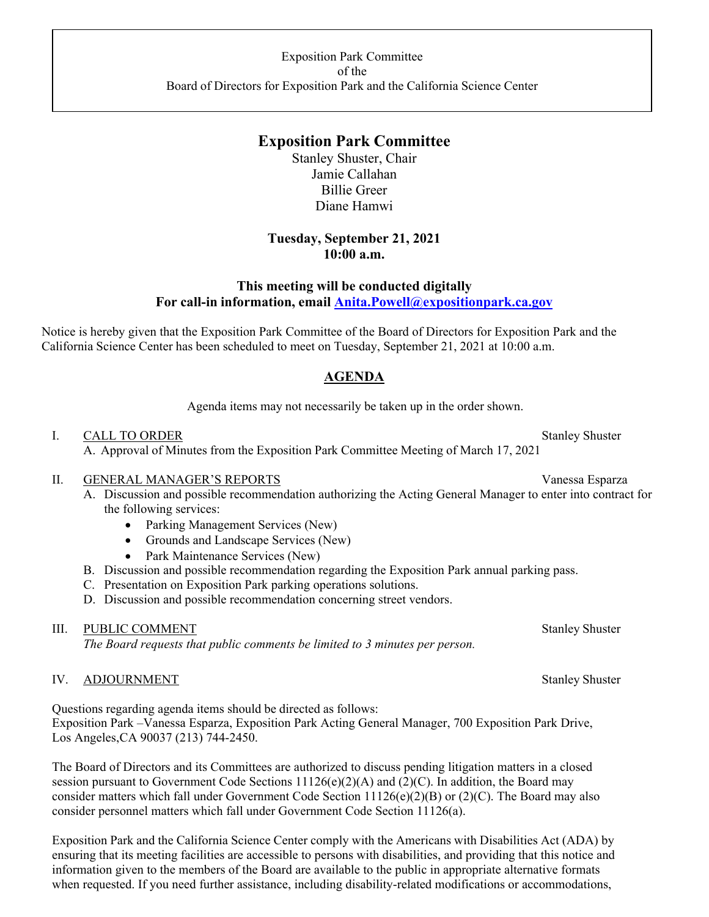Exposition Park Committee
of the
Board of Directors for Exposition Park and the California Science Center

# Exposition Park Committee

Stanley Shuster, Chair
Jamie Callahan
Billie Greer
Diane Hamwi

**Tuesday, September 21, 2021**
**10:00 a.m.**

**This meeting will be conducted digitally**
**For call-in information, email [Anita.Powell@expositionpark.ca.gov](mailto:Anita.Powell@expositionpark.ca.gov)**

Notice is hereby given that the Exposition Park Committee of the Board of Directors for Exposition Park and the California Science Center has been scheduled to meet on Tuesday, September 21, 2021 at 10:00 a.m.

## AGENDA

Agenda items may not necessarily be taken up in the order shown.

I. CALL TO ORDER — Stanley Shuster
   A. Approval of Minutes from the Exposition Park Committee Meeting of March 17, 2021

II. GENERAL MANAGER'S REPORTS — Vanessa Esparza
   A. Discussion and possible recommendation authorizing the Acting General Manager to enter into contract for the following services:
      - Parking Management Services (New)
      - Grounds and Landscape Services (New)
      - Park Maintenance Services (New)
   B. Discussion and possible recommendation regarding the Exposition Park annual parking pass.
   C. Presentation on Exposition Park parking operations solutions.
   D. Discussion and possible recommendation concerning street vendors.

III. PUBLIC COMMENT — Stanley Shuster
   *The Board requests that public comments be limited to 3 minutes per person.*

IV. ADJOURNMENT — Stanley Shuster

Questions regarding agenda items should be directed as follows:
Exposition Park –Vanessa Esparza, Exposition Park Acting General Manager, 700 Exposition Park Drive, Los Angeles,CA 90037 (213) 744-2450.

The Board of Directors and its Committees are authorized to discuss pending litigation matters in a closed session pursuant to Government Code Sections 11126(e)(2)(A) and (2)(C). In addition, the Board may consider matters which fall under Government Code Section 11126(e)(2)(B) or (2)(C). The Board may also consider personnel matters which fall under Government Code Section 11126(a).

Exposition Park and the California Science Center comply with the Americans with Disabilities Act (ADA) by ensuring that its meeting facilities are accessible to persons with disabilities, and providing that this notice and information given to the members of the Board are available to the public in appropriate alternative formats when requested. If you need further assistance, including disability-related modifications or accommodations,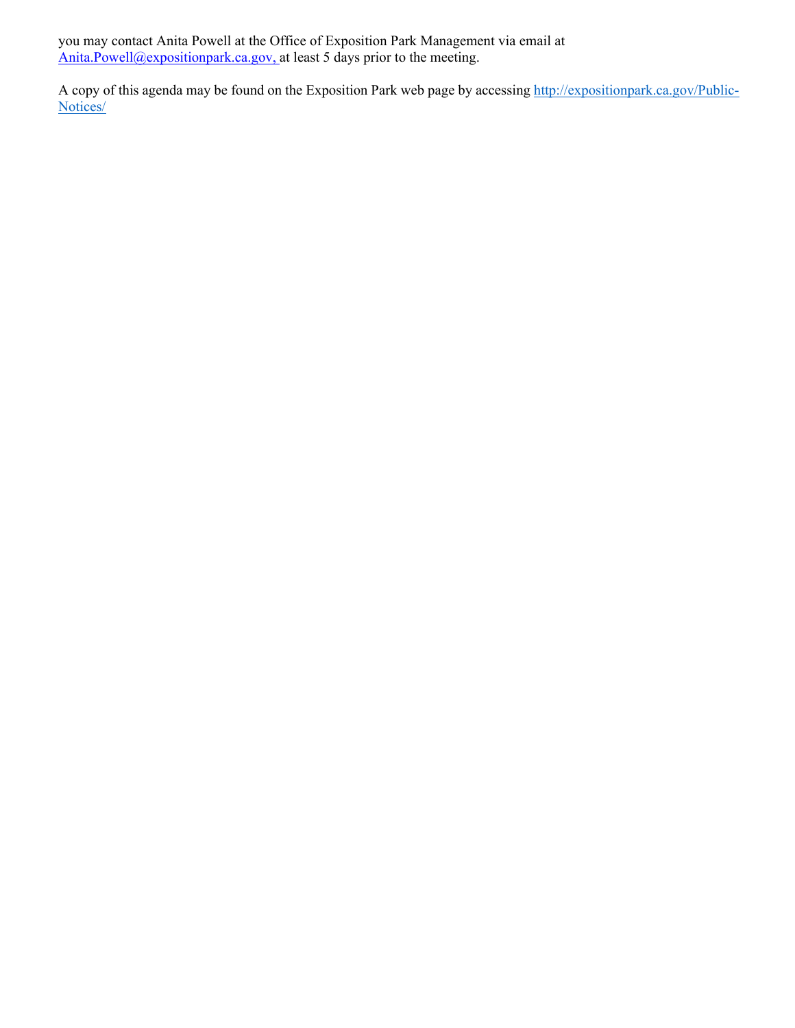you may contact Anita Powell at the Office of Exposition Park Management via email at Anita.Powell@expositionpark.ca.gov, at least 5 days prior to the meeting.

A copy of this agenda may be found on the Exposition Park web page by accessing http://expositionpark.ca.gov/Public-Notices/